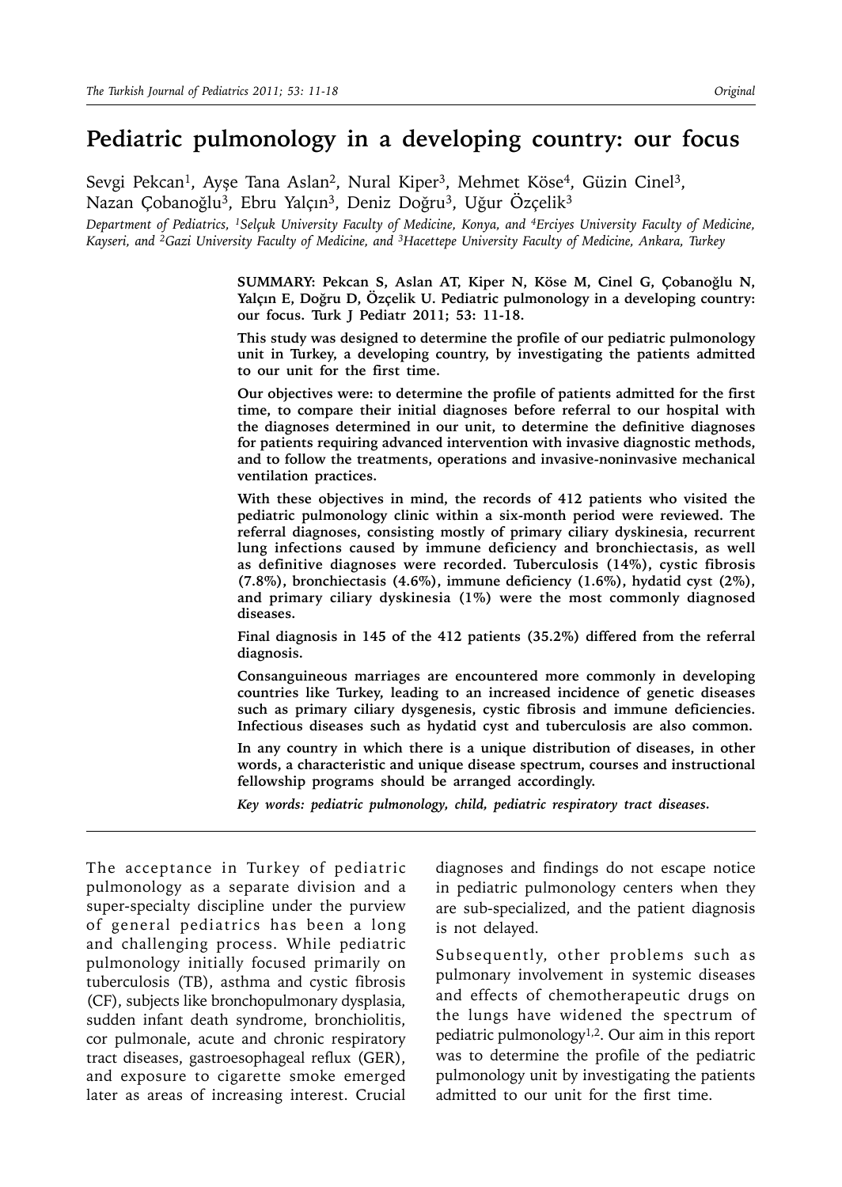# Pediatric pulmonology in a developing country: our focus

Sevgi Pekcan[1], Ayşe Tana Aslan[2], Nural Kiper[3], Mehmet Köse[4], Güzin Cinel[3], Nazan Çobanoğlu[3], Ebru Yalçın[3], Deniz Doğru[3], Uğur Özçelik[3]

*Department of Pediatrics, [1]Selçuk University Faculty of Medicine, Konya, and [4]Erciyes University Faculty of Medicine, Kayseri, and [2]Gazi University Faculty of Medicine, and [3]Hacettepe University Faculty of Medicine, Ankara, Turkey*

**SUMMARY: Pekcan S, Aslan AT, Kiper N, Köse M, Cinel G, Çobanoğlu N, Yalçın E, Doğru D, Özçelik U. Pediatric pulmonology in a developing country: our focus. Turk J Pediatr 2011; 53: 11-18.**

**This study was designed to determine the profile of our pediatric pulmonology unit in Turkey, a developing country, by investigating the patients admitted to our unit for the first time.**

**Our objectives were: to determine the profile of patients admitted for the first time, to compare their initial diagnoses before referral to our hospital with the diagnoses determined in our unit, to determine the definitive diagnoses for patients requiring advanced intervention with invasive diagnostic methods, and to follow the treatments, operations and invasive-noninvasive mechanical ventilation practices.**

**With these objectives in mind, the records of 412 patients who visited the pediatric pulmonology clinic within a six-month period were reviewed. The referral diagnoses, consisting mostly of primary ciliary dyskinesia, recurrent lung infections caused by immune deficiency and bronchiectasis, as well as definitive diagnoses were recorded. Tuberculosis (14%), cystic fibrosis (7.8%), bronchiectasis (4.6%), immune deficiency (1.6%), hydatid cyst (2%), and primary ciliary dyskinesia (1%) were the most commonly diagnosed diseases.**

**Final diagnosis in 145 of the 412 patients (35.2%) differed from the referral diagnosis.**

**Consanguineous marriages are encountered more commonly in developing countries like Turkey, leading to an increased incidence of genetic diseases such as primary ciliary dysgenesis, cystic fibrosis and immune deficiencies. Infectious diseases such as hydatid cyst and tuberculosis are also common.**

**In any country in which there is a unique distribution of diseases, in other words, a characteristic and unique disease spectrum, courses and instructional fellowship programs should be arranged accordingly.**

***Key words: pediatric pulmonology, child, pediatric respiratory tract diseases.***

---

The acceptance in Turkey of pediatric pulmonology as a separate division and a super-specialty discipline under the purview of general pediatrics has been a long and challenging process. While pediatric pulmonology initially focused primarily on tuberculosis (TB), asthma and cystic fibrosis (CF), subjects like bronchopulmonary dysplasia, sudden infant death syndrome, bronchiolitis, cor pulmonale, acute and chronic respiratory tract diseases, gastroesophageal reflux (GER), and exposure to cigarette smoke emerged later as areas of increasing interest. Crucial diagnoses and findings do not escape notice in pediatric pulmonology centers when they are sub-specialized, and the patient diagnosis is not delayed.

Subsequently, other problems such as pulmonary involvement in systemic diseases and effects of chemotherapeutic drugs on the lungs have widened the spectrum of pediatric pulmonology[1,2]. Our aim in this report was to determine the profile of the pediatric pulmonology unit by investigating the patients admitted to our unit for the first time.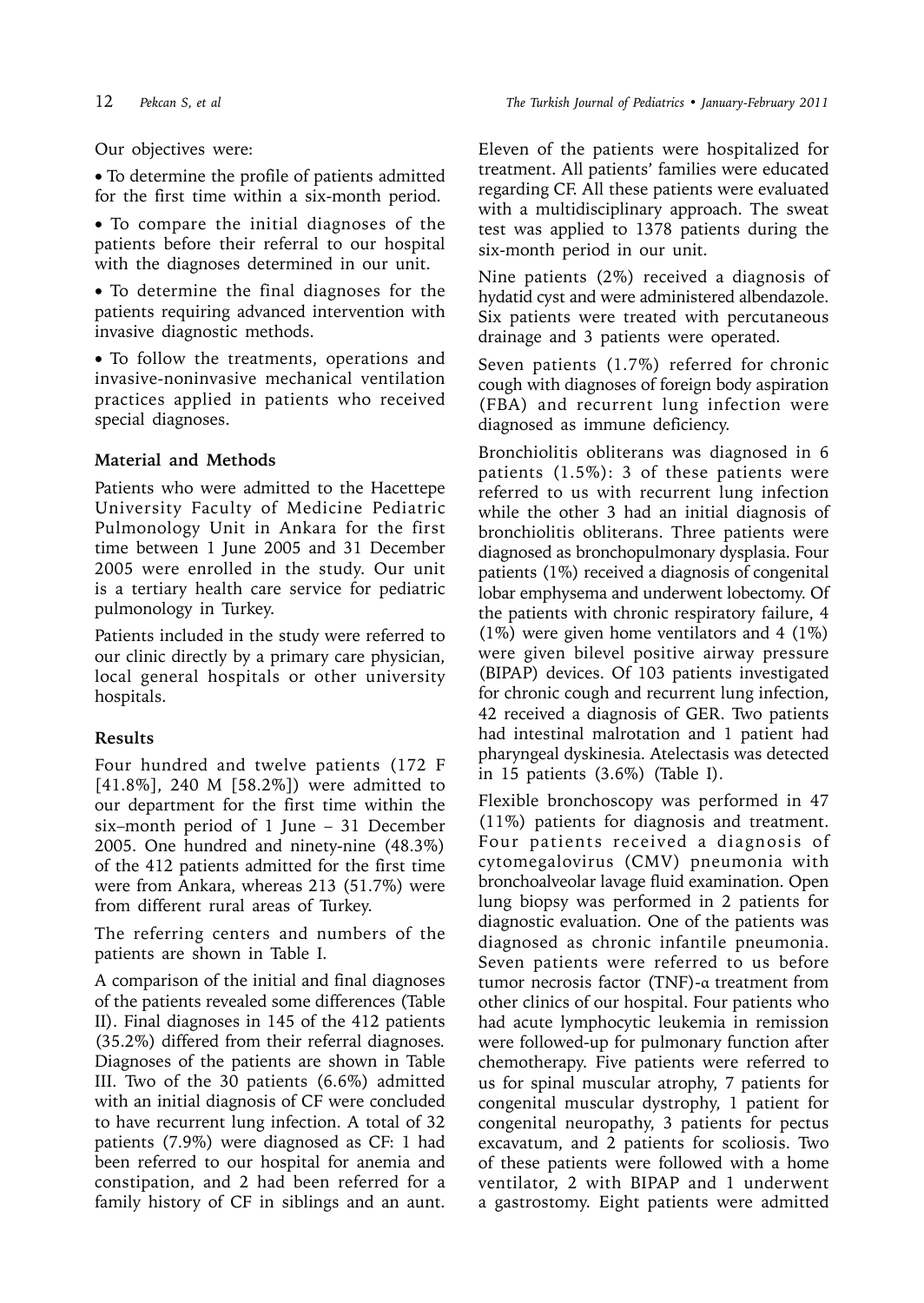Our objectives were:

- To determine the profile of patients admitted for the first time within a six-month period.
- To compare the initial diagnoses of the patients before their referral to our hospital with the diagnoses determined in our unit.
- To determine the final diagnoses for the patients requiring advanced intervention with invasive diagnostic methods.
- To follow the treatments, operations and invasive-noninvasive mechanical ventilation practices applied in patients who received special diagnoses.

## Material and Methods

Patients who were admitted to the Hacettepe University Faculty of Medicine Pediatric Pulmonology Unit in Ankara for the first time between 1 June 2005 and 31 December 2005 were enrolled in the study. Our unit is a tertiary health care service for pediatric pulmonology in Turkey.

Patients included in the study were referred to our clinic directly by a primary care physician, local general hospitals or other university hospitals.

## Results

Four hundred and twelve patients (172 F [41.8%], 240 M [58.2%]) were admitted to our department for the first time within the six–month period of 1 June – 31 December 2005. One hundred and ninety-nine (48.3%) of the 412 patients admitted for the first time were from Ankara, whereas 213 (51.7%) were from different rural areas of Turkey.

The referring centers and numbers of the patients are shown in Table I.

A comparison of the initial and final diagnoses of the patients revealed some differences (Table II). Final diagnoses in 145 of the 412 patients (35.2%) differed from their referral diagnoses. Diagnoses of the patients are shown in Table III. Two of the 30 patients (6.6%) admitted with an initial diagnosis of CF were concluded to have recurrent lung infection. A total of 32 patients (7.9%) were diagnosed as CF: 1 had been referred to our hospital for anemia and constipation, and 2 had been referred for a family history of CF in siblings and an aunt. Eleven of the patients were hospitalized for treatment. All patients' families were educated regarding CF. All these patients were evaluated with a multidisciplinary approach. The sweat test was applied to 1378 patients during the six-month period in our unit.

Nine patients (2%) received a diagnosis of hydatid cyst and were administered albendazole. Six patients were treated with percutaneous drainage and 3 patients were operated.

Seven patients (1.7%) referred for chronic cough with diagnoses of foreign body aspiration (FBA) and recurrent lung infection were diagnosed as immune deficiency.

Bronchiolitis obliterans was diagnosed in 6 patients (1.5%): 3 of these patients were referred to us with recurrent lung infection while the other 3 had an initial diagnosis of bronchiolitis obliterans. Three patients were diagnosed as bronchopulmonary dysplasia. Four patients (1%) received a diagnosis of congenital lobar emphysema and underwent lobectomy. Of the patients with chronic respiratory failure, 4 (1%) were given home ventilators and 4 (1%) were given bilevel positive airway pressure (BIPAP) devices. Of 103 patients investigated for chronic cough and recurrent lung infection, 42 received a diagnosis of GER. Two patients had intestinal malrotation and 1 patient had pharyngeal dyskinesia. Atelectasis was detected in 15 patients (3.6%) (Table I).

Flexible bronchoscopy was performed in 47 (11%) patients for diagnosis and treatment. Four patients received a diagnosis of cytomegalovirus (CMV) pneumonia with bronchoalveolar lavage fluid examination. Open lung biopsy was performed in 2 patients for diagnostic evaluation. One of the patients was diagnosed as chronic infantile pneumonia. Seven patients were referred to us before tumor necrosis factor (TNF)-α treatment from other clinics of our hospital. Four patients who had acute lymphocytic leukemia in remission were followed-up for pulmonary function after chemotherapy. Five patients were referred to us for spinal muscular atrophy, 7 patients for congenital muscular dystrophy, 1 patient for congenital neuropathy, 3 patients for pectus excavatum, and 2 patients for scoliosis. Two of these patients were followed with a home ventilator, 2 with BIPAP and 1 underwent a gastrostomy. Eight patients were admitted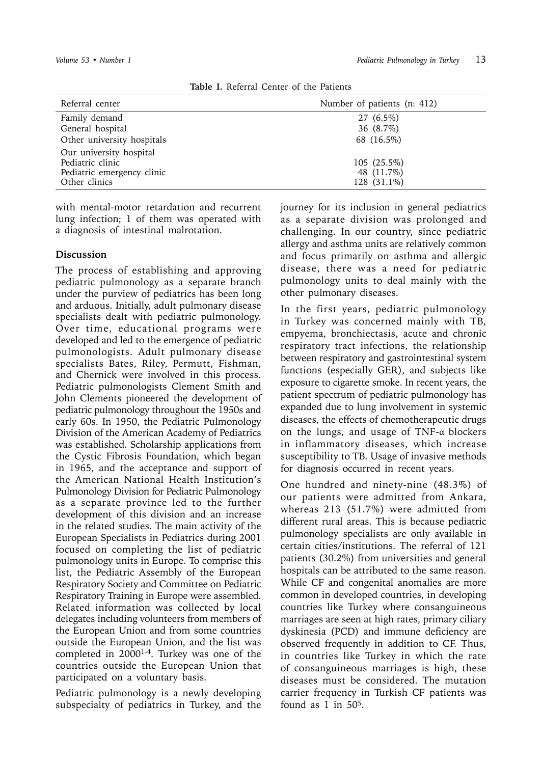**Table I.** Referral Center of the Patients

| Referral center | Number of patients (n: 412) |
| --- | --- |
| Family demand | 27 (6.5%) |
| General hospital | 36 (8.7%) |
| Other university hospitals | 68 (16.5%) |
| Our university hospital | |
| Pediatric clinic | 105 (25.5%) |
| Pediatric emergency clinic | 48 (11.7%) |
| Other clinics | 128 (31.1%) |

with mental-motor retardation and recurrent lung infection; 1 of them was operated with a diagnosis of intestinal malrotation.

## Discussion

The process of establishing and approving pediatric pulmonology as a separate branch under the purview of pediatrics has been long and arduous. Initially, adult pulmonary disease specialists dealt with pediatric pulmonology. Over time, educational programs were developed and led to the emergence of pediatric pulmonologists. Adult pulmonary disease specialists Bates, Riley, Permutt, Fishman, and Chernick were involved in this process. Pediatric pulmonologists Clement Smith and John Clements pioneered the development of pediatric pulmonology throughout the 1950s and early 60s. In 1950, the Pediatric Pulmonology Division of the American Academy of Pediatrics was established. Scholarship applications from the Cystic Fibrosis Foundation, which began in 1965, and the acceptance and support of the American National Health Institution's Pulmonology Division for Pediatric Pulmonology as a separate province led to the further development of this division and an increase in the related studies. The main activity of the European Specialists in Pediatrics during 2001 focused on completing the list of pediatric pulmonology units in Europe. To comprise this list, the Pediatric Assembly of the European Respiratory Society and Committee on Pediatric Respiratory Training in Europe were assembled. Related information was collected by local delegates including volunteers from members of the European Union and from some countries outside the European Union, and the list was completed in 2000[1-4]. Turkey was one of the countries outside the European Union that participated on a voluntary basis.

Pediatric pulmonology is a newly developing subspecialty of pediatrics in Turkey, and the journey for its inclusion in general pediatrics as a separate division was prolonged and challenging. In our country, since pediatric allergy and asthma units are relatively common and focus primarily on asthma and allergic disease, there was a need for pediatric pulmonology units to deal mainly with the other pulmonary diseases.

In the first years, pediatric pulmonology in Turkey was concerned mainly with TB, empyema, bronchiectasis, acute and chronic respiratory tract infections, the relationship between respiratory and gastrointestinal system functions (especially GER), and subjects like exposure to cigarette smoke. In recent years, the patient spectrum of pediatric pulmonology has expanded due to lung involvement in systemic diseases, the effects of chemotherapeutic drugs on the lungs, and usage of TNF-α blockers in inflammatory diseases, which increase susceptibility to TB. Usage of invasive methods for diagnosis occurred in recent years.

One hundred and ninety-nine (48.3%) of our patients were admitted from Ankara, whereas 213 (51.7%) were admitted from different rural areas. This is because pediatric pulmonology specialists are only available in certain cities/institutions. The referral of 121 patients (30.2%) from universities and general hospitals can be attributed to the same reason. While CF and congenital anomalies are more common in developed countries, in developing countries like Turkey where consanguineous marriages are seen at high rates, primary ciliary dyskinesia (PCD) and immune deficiency are observed frequently in addition to CF. Thus, in countries like Turkey in which the rate of consanguineous marriages is high, these diseases must be considered. The mutation carrier frequency in Turkish CF patients was found as 1 in 50[5].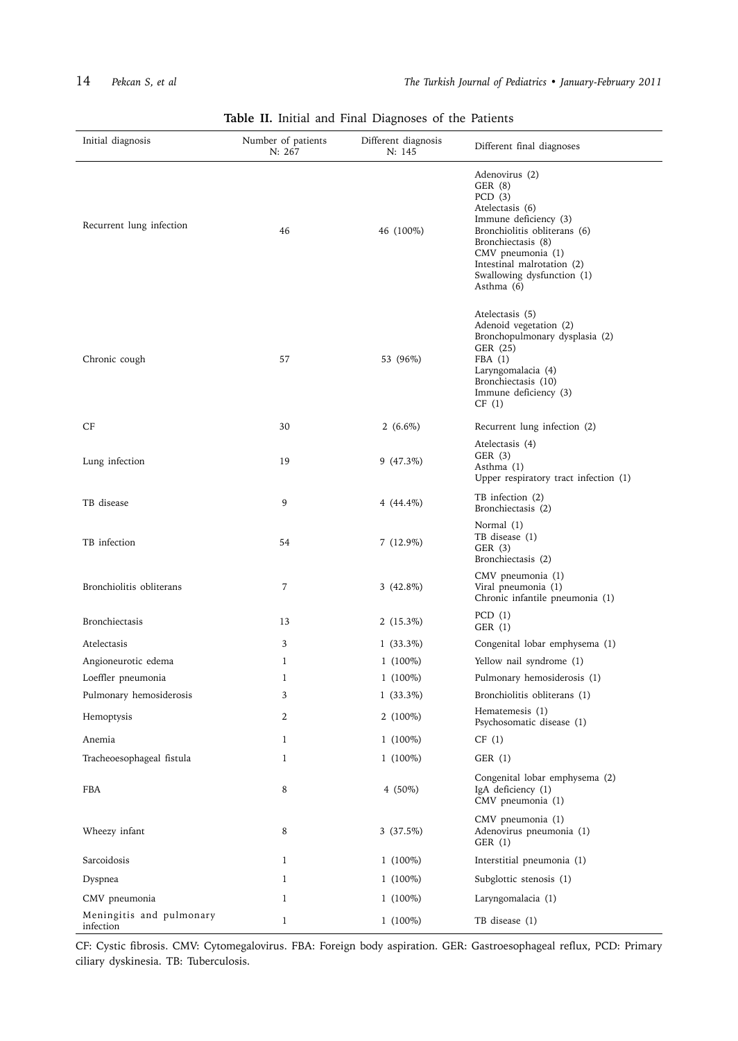**Table II.** Initial and Final Diagnoses of the Patients

| Initial diagnosis | Number of patients N: 267 | Different diagnosis N: 145 | Different final diagnoses |
|---|---|---|---|
| Recurrent lung infection | 46 | 46 (100%) | Adenovirus (2)<br>GER (8)<br>PCD (3)<br>Atelectasis (6)<br>Immune deficiency (3)<br>Bronchiolitis obliterans (6)<br>Bronchiectasis (8)<br>CMV pneumonia (1)<br>Intestinal malrotation (2)<br>Swallowing dysfunction (1)<br>Asthma (6) |
| Chronic cough | 57 | 53 (96%) | Atelectasis (5)<br>Adenoid vegetation (2)<br>Bronchopulmonary dysplasia (2)<br>GER (25)<br>FBA (1)<br>Laryngomalacia (4)<br>Bronchiectasis (10)<br>Immune deficiency (3)<br>CF (1) |
| CF | 30 | 2 (6.6%) | Recurrent lung infection (2) |
| Lung infection | 19 | 9 (47.3%) | Atelectasis (4)<br>GER (3)<br>Asthma (1)<br>Upper respiratory tract infection (1) |
| TB disease | 9 | 4 (44.4%) | TB infection (2)<br>Bronchiectasis (2) |
| TB infection | 54 | 7 (12.9%) | Normal (1)<br>TB disease (1)<br>GER (3)<br>Bronchiectasis (2) |
| Bronchiolitis obliterans | 7 | 3 (42.8%) | CMV pneumonia (1)<br>Viral pneumonia (1)<br>Chronic infantile pneumonia (1) |
| Bronchiectasis | 13 | 2 (15.3%) | PCD (1)<br>GER (1) |
| Atelectasis | 3 | 1 (33.3%) | Congenital lobar emphysema (1) |
| Angioneurotic edema | 1 | 1 (100%) | Yellow nail syndrome (1) |
| Loeffler pneumonia | 1 | 1 (100%) | Pulmonary hemosiderosis (1) |
| Pulmonary hemosiderosis | 3 | 1 (33.3%) | Bronchiolitis obliterans (1) |
| Hemoptysis | 2 | 2 (100%) | Hematemesis (1)<br>Psychosomatic disease (1) |
| Anemia | 1 | 1 (100%) | CF (1) |
| Tracheoesophageal fistula | 1 | 1 (100%) | GER (1) |
| FBA | 8 | 4 (50%) | Congenital lobar emphysema (2)<br>IgA deficiency (1)<br>CMV pneumonia (1) |
| Wheezy infant | 8 | 3 (37.5%) | CMV pneumonia (1)<br>Adenovirus pneumonia (1)<br>GER (1) |
| Sarcoidosis | 1 | 1 (100%) | Interstitial pneumonia (1) |
| Dyspnea | 1 | 1 (100%) | Subglottic stenosis (1) |
| CMV pneumonia | 1 | 1 (100%) | Laryngomalacia (1) |
| Meningitis and pulmonary infection | 1 | 1 (100%) | TB disease (1) |

CF: Cystic fibrosis. CMV: Cytomegalovirus. FBA: Foreign body aspiration. GER: Gastroesophageal reflux, PCD: Primary ciliary dyskinesia. TB: Tuberculosis.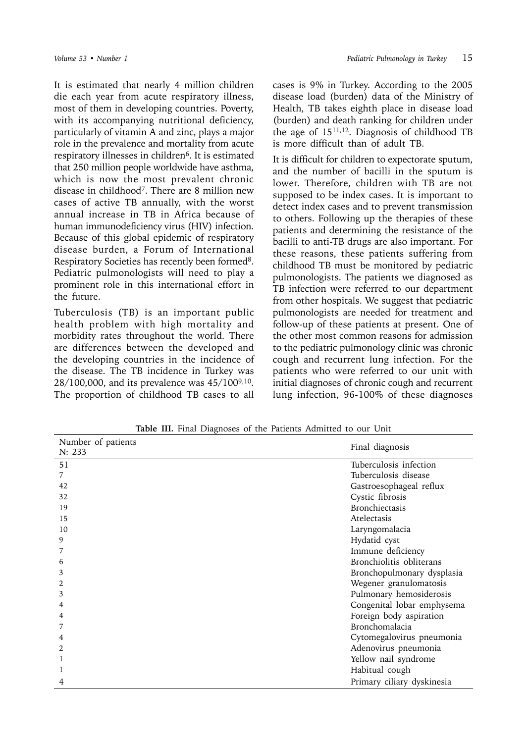It is estimated that nearly 4 million children die each year from acute respiratory illness, most of them in developing countries. Poverty, with its accompanying nutritional deficiency, particularly of vitamin A and zinc, plays a major role in the prevalence and mortality from acute respiratory illnesses in children[6]. It is estimated that 250 million people worldwide have asthma, which is now the most prevalent chronic disease in childhood[7]. There are 8 million new cases of active TB annually, with the worst annual increase in TB in Africa because of human immunodeficiency virus (HIV) infection. Because of this global epidemic of respiratory disease burden, a Forum of International Respiratory Societies has recently been formed[8]. Pediatric pulmonologists will need to play a prominent role in this international effort in the future.

Tuberculosis (TB) is an important public health problem with high mortality and morbidity rates throughout the world. There are differences between the developed and the developing countries in the incidence of the disease. The TB incidence in Turkey was 28/100,000, and its prevalence was 45/100[9,10]. The proportion of childhood TB cases to all cases is 9% in Turkey. According to the 2005 disease load (burden) data of the Ministry of Health, TB takes eighth place in disease load (burden) and death ranking for children under the age of 15[11,12]. Diagnosis of childhood TB is more difficult than of adult TB.

It is difficult for children to expectorate sputum, and the number of bacilli in the sputum is lower. Therefore, children with TB are not supposed to be index cases. It is important to detect index cases and to prevent transmission to others. Following up the therapies of these patients and determining the resistance of the bacilli to anti-TB drugs are also important. For these reasons, these patients suffering from childhood TB must be monitored by pediatric pulmonologists. The patients we diagnosed as TB infection were referred to our department from other hospitals. We suggest that pediatric pulmonologists are needed for treatment and follow-up of these patients at present. One of the other most common reasons for admission to the pediatric pulmonology clinic was chronic cough and recurrent lung infection. For the patients who were referred to our unit with initial diagnoses of chronic cough and recurrent lung infection, 96-100% of these diagnoses

**Table III.** Final Diagnoses of the Patients Admitted to our Unit

| Number of patients N: 233 | Final diagnosis |
|---|---|
| 51 | Tuberculosis infection |
| 7 | Tuberculosis disease |
| 42 | Gastroesophageal reflux |
| 32 | Cystic fibrosis |
| 19 | Bronchiectasis |
| 15 | Atelectasis |
| 10 | Laryngomalacia |
| 9 | Hydatid cyst |
| 7 | Immune deficiency |
| 6 | Bronchiolitis obliterans |
| 3 | Bronchopulmonary dysplasia |
| 2 | Wegener granulomatosis |
| 3 | Pulmonary hemosiderosis |
| 4 | Congenital lobar emphysema |
| 4 | Foreign body aspiration |
| 7 | Bronchomalacia |
| 4 | Cytomegalovirus pneumonia |
| 2 | Adenovirus pneumonia |
| 1 | Yellow nail syndrome |
| 1 | Habitual cough |
| 4 | Primary ciliary dyskinesia |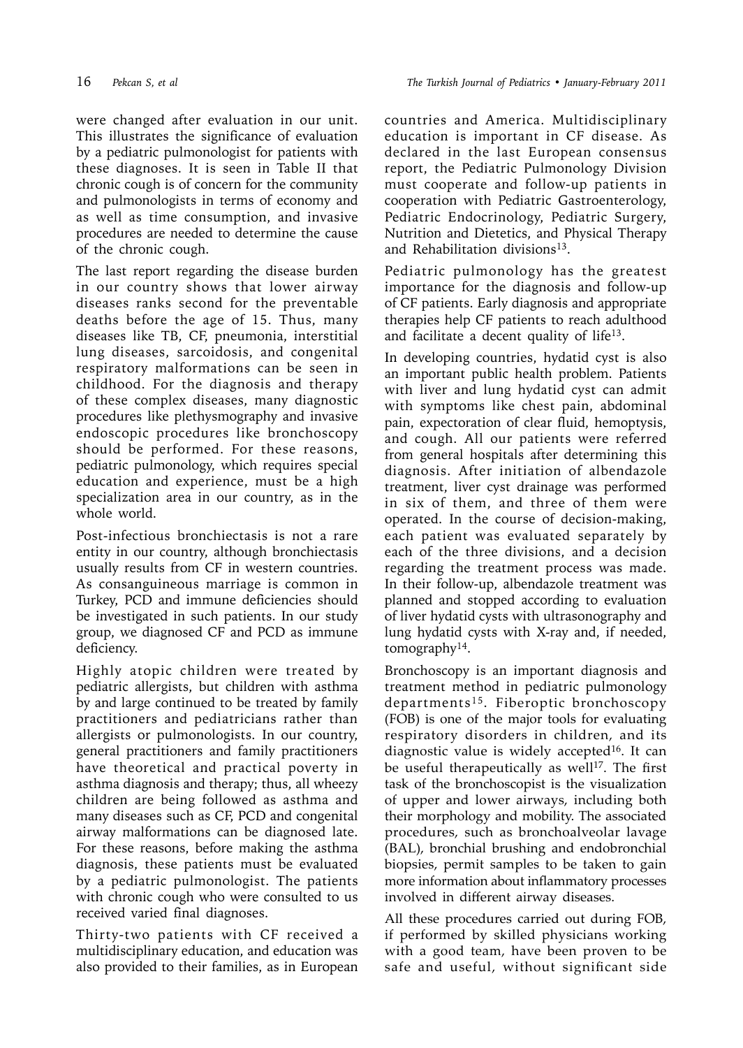were changed after evaluation in our unit. This illustrates the significance of evaluation by a pediatric pulmonologist for patients with these diagnoses. It is seen in Table II that chronic cough is of concern for the community and pulmonologists in terms of economy and as well as time consumption, and invasive procedures are needed to determine the cause of the chronic cough.

The last report regarding the disease burden in our country shows that lower airway diseases ranks second for the preventable deaths before the age of 15. Thus, many diseases like TB, CF, pneumonia, interstitial lung diseases, sarcoidosis, and congenital respiratory malformations can be seen in childhood. For the diagnosis and therapy of these complex diseases, many diagnostic procedures like plethysmography and invasive endoscopic procedures like bronchoscopy should be performed. For these reasons, pediatric pulmonology, which requires special education and experience, must be a high specialization area in our country, as in the whole world.

Post-infectious bronchiectasis is not a rare entity in our country, although bronchiectasis usually results from CF in western countries. As consanguineous marriage is common in Turkey, PCD and immune deficiencies should be investigated in such patients. In our study group, we diagnosed CF and PCD as immune deficiency.

Highly atopic children were treated by pediatric allergists, but children with asthma by and large continued to be treated by family practitioners and pediatricians rather than allergists or pulmonologists. In our country, general practitioners and family practitioners have theoretical and practical poverty in asthma diagnosis and therapy; thus, all wheezy children are being followed as asthma and many diseases such as CF, PCD and congenital airway malformations can be diagnosed late. For these reasons, before making the asthma diagnosis, these patients must be evaluated by a pediatric pulmonologist. The patients with chronic cough who were consulted to us received varied final diagnoses.

Thirty-two patients with CF received a multidisciplinary education, and education was also provided to their families, as in European countries and America. Multidisciplinary education is important in CF disease. As declared in the last European consensus report, the Pediatric Pulmonology Division must cooperate and follow-up patients in cooperation with Pediatric Gastroenterology, Pediatric Endocrinology, Pediatric Surgery, Nutrition and Dietetics, and Physical Therapy and Rehabilitation divisions[13].

Pediatric pulmonology has the greatest importance for the diagnosis and follow-up of CF patients. Early diagnosis and appropriate therapies help CF patients to reach adulthood and facilitate a decent quality of life[13].

In developing countries, hydatid cyst is also an important public health problem. Patients with liver and lung hydatid cyst can admit with symptoms like chest pain, abdominal pain, expectoration of clear fluid, hemoptysis, and cough. All our patients were referred from general hospitals after determining this diagnosis. After initiation of albendazole treatment, liver cyst drainage was performed in six of them, and three of them were operated. In the course of decision-making, each patient was evaluated separately by each of the three divisions, and a decision regarding the treatment process was made. In their follow-up, albendazole treatment was planned and stopped according to evaluation of liver hydatid cysts with ultrasonography and lung hydatid cysts with X-ray and, if needed, tomography[14].

Bronchoscopy is an important diagnosis and treatment method in pediatric pulmonology departments[15]. Fiberoptic bronchoscopy (FOB) is one of the major tools for evaluating respiratory disorders in children, and its diagnostic value is widely accepted[16]. It can be useful therapeutically as well[17]. The first task of the bronchoscopist is the visualization of upper and lower airways, including both their morphology and mobility. The associated procedures, such as bronchoalveolar lavage (BAL), bronchial brushing and endobronchial biopsies, permit samples to be taken to gain more information about inflammatory processes involved in different airway diseases.

All these procedures carried out during FOB, if performed by skilled physicians working with a good team, have been proven to be safe and useful, without significant side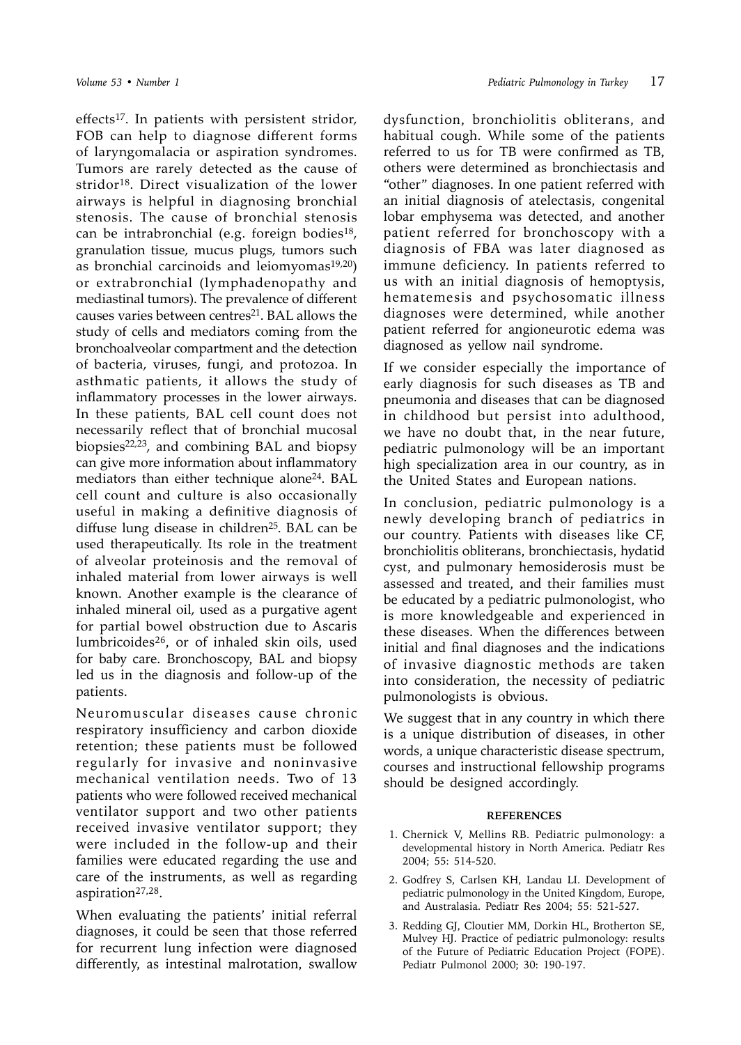effects[17]. In patients with persistent stridor, FOB can help to diagnose different forms of laryngomalacia or aspiration syndromes. Tumors are rarely detected as the cause of stridor[18]. Direct visualization of the lower airways is helpful in diagnosing bronchial stenosis. The cause of bronchial stenosis can be intrabronchial (e.g. foreign bodies[18], granulation tissue, mucus plugs, tumors such as bronchial carcinoids and leiomyomas[19,20]) or extrabronchial (lymphadenopathy and mediastinal tumors). The prevalence of different causes varies between centres[21]. BAL allows the study of cells and mediators coming from the bronchoalveolar compartment and the detection of bacteria, viruses, fungi, and protozoa. In asthmatic patients, it allows the study of inflammatory processes in the lower airways. In these patients, BAL cell count does not necessarily reflect that of bronchial mucosal biopsies[22,23], and combining BAL and biopsy can give more information about inflammatory mediators than either technique alone[24]. BAL cell count and culture is also occasionally useful in making a definitive diagnosis of diffuse lung disease in children[25]. BAL can be used therapeutically. Its role in the treatment of alveolar proteinosis and the removal of inhaled material from lower airways is well known. Another example is the clearance of inhaled mineral oil, used as a purgative agent for partial bowel obstruction due to Ascaris lumbricoides[26], or of inhaled skin oils, used for baby care. Bronchoscopy, BAL and biopsy led us in the diagnosis and follow-up of the patients.

Neuromuscular diseases cause chronic respiratory insufficiency and carbon dioxide retention; these patients must be followed regularly for invasive and noninvasive mechanical ventilation needs. Two of 13 patients who were followed received mechanical ventilator support and two other patients received invasive ventilator support; they were included in the follow-up and their families were educated regarding the use and care of the instruments, as well as regarding aspiration[27,28].

When evaluating the patients' initial referral diagnoses, it could be seen that those referred for recurrent lung infection were diagnosed differently, as intestinal malrotation, swallow dysfunction, bronchiolitis obliterans, and habitual cough. While some of the patients referred to us for TB were confirmed as TB, others were determined as bronchiectasis and "other" diagnoses. In one patient referred with an initial diagnosis of atelectasis, congenital lobar emphysema was detected, and another patient referred for bronchoscopy with a diagnosis of FBA was later diagnosed as immune deficiency. In patients referred to us with an initial diagnosis of hemoptysis, hematemesis and psychosomatic illness diagnoses were determined, while another patient referred for angioneurotic edema was diagnosed as yellow nail syndrome.

If we consider especially the importance of early diagnosis for such diseases as TB and pneumonia and diseases that can be diagnosed in childhood but persist into adulthood, we have no doubt that, in the near future, pediatric pulmonology will be an important high specialization area in our country, as in the United States and European nations.

In conclusion, pediatric pulmonology is a newly developing branch of pediatrics in our country. Patients with diseases like CF, bronchiolitis obliterans, bronchiectasis, hydatid cyst, and pulmonary hemosiderosis must be assessed and treated, and their families must be educated by a pediatric pulmonologist, who is more knowledgeable and experienced in these diseases. When the differences between initial and final diagnoses and the indications of invasive diagnostic methods are taken into consideration, the necessity of pediatric pulmonologists is obvious.

We suggest that in any country in which there is a unique distribution of diseases, in other words, a unique characteristic disease spectrum, courses and instructional fellowship programs should be designed accordingly.

## REFERENCES

1. Chernick V, Mellins RB. Pediatric pulmonology: a developmental history in North America. Pediatr Res 2004; 55: 514-520.
2. Godfrey S, Carlsen KH, Landau LI. Development of pediatric pulmonology in the United Kingdom, Europe, and Australasia. Pediatr Res 2004; 55: 521-527.
3. Redding GJ, Cloutier MM, Dorkin HL, Brotherton SE, Mulvey HJ. Practice of pediatric pulmonology: results of the Future of Pediatric Education Project (FOPE). Pediatr Pulmonol 2000; 30: 190-197.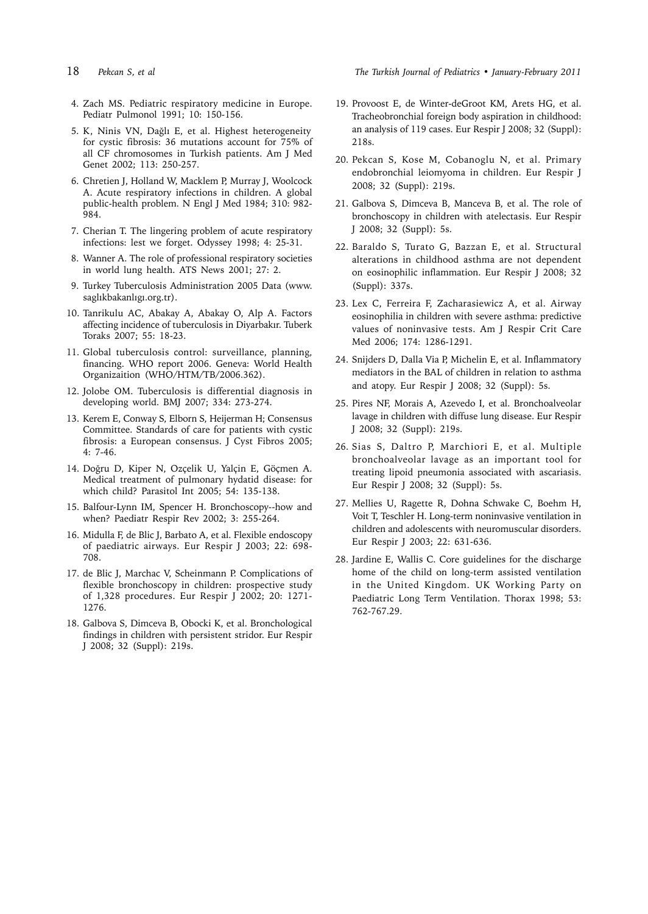4. Zach MS. Pediatric respiratory medicine in Europe. Pediatr Pulmonol 1991; 10: 150-156.
5. K, Ninis VN, Dağlı E, et al. Highest heterogeneity for cystic fibrosis: 36 mutations account for 75% of all CF chromosomes in Turkish patients. Am J Med Genet 2002; 113: 250-257.
6. Chretien J, Holland W, Macklem P, Murray J, Woolcock A. Acute respiratory infections in children. A global public-health problem. N Engl J Med 1984; 310: 982-984.
7. Cherian T. The lingering problem of acute respiratory infections: lest we forget. Odyssey 1998; 4: 25-31.
8. Wanner A. The role of professional respiratory societies in world lung health. ATS News 2001; 27: 2.
9. Turkey Tuberculosis Administration 2005 Data (www.saglıkbakanlıgı.org.tr).
10. Tanrikulu AC, Abakay A, Abakay O, Alp A. Factors affecting incidence of tuberculosis in Diyarbakır. Tuberk Toraks 2007; 55: 18-23.
11. Global tuberculosis control: surveillance, planning, financing. WHO report 2006. Geneva: World Health Organizaition (WHO/HTM/TB/2006.362).
12. Jolobe OM. Tuberculosis is differential diagnosis in developing world. BMJ 2007; 334: 273-274.
13. Kerem E, Conway S, Elborn S, Heijerman H; Consensus Committee. Standards of care for patients with cystic fibrosis: a European consensus. J Cyst Fibros 2005; 4: 7-46.
14. Doğru D, Kiper N, Ozçelik U, Yalçin E, Göçmen A. Medical treatment of pulmonary hydatid disease: for which child? Parasitol Int 2005; 54: 135-138.
15. Balfour-Lynn IM, Spencer H. Bronchoscopy--how and when? Paediatr Respir Rev 2002; 3: 255-264.
16. Midulla F, de Blic J, Barbato A, et al. Flexible endoscopy of paediatric airways. Eur Respir J 2003; 22: 698-708.
17. de Blic J, Marchac V, Scheinmann P. Complications of flexible bronchoscopy in children: prospective study of 1,328 procedures. Eur Respir J 2002; 20: 1271-1276.
18. Galbova S, Dimceva B, Obocki K, et al. Bronchological findings in children with persistent stridor. Eur Respir J 2008; 32 (Suppl): 219s.
19. Provoost E, de Winter-deGroot KM, Arets HG, et al. Tracheobronchial foreign body aspiration in childhood: an analysis of 119 cases. Eur Respir J 2008; 32 (Suppl): 218s.
20. Pekcan S, Kose M, Cobanoglu N, et al. Primary endobronchial leiomyoma in children. Eur Respir J 2008; 32 (Suppl): 219s.
21. Galbova S, Dimceva B, Manceva B, et al. The role of bronchoscopy in children with atelectasis. Eur Respir J 2008; 32 (Suppl): 5s.
22. Baraldo S, Turato G, Bazzan E, et al. Structural alterations in childhood asthma are not dependent on eosinophilic inflammation. Eur Respir J 2008; 32 (Suppl): 337s.
23. Lex C, Ferreira F, Zacharasiewicz A, et al. Airway eosinophilia in children with severe asthma: predictive values of noninvasive tests. Am J Respir Crit Care Med 2006; 174: 1286-1291.
24. Snijders D, Dalla Via P, Michelin E, et al. Inflammatory mediators in the BAL of children in relation to asthma and atopy. Eur Respir J 2008; 32 (Suppl): 5s.
25. Pires NF, Morais A, Azevedo I, et al. Bronchoalveolar lavage in children with diffuse lung disease. Eur Respir J 2008; 32 (Suppl): 219s.
26. Sias S, Daltro P, Marchiori E, et al. Multiple bronchoalveolar lavage as an important tool for treating lipoid pneumonia associated with ascariasis. Eur Respir J 2008; 32 (Suppl): 5s.
27. Mellies U, Ragette R, Dohna Schwake C, Boehm H, Voit T, Teschler H. Long-term noninvasive ventilation in children and adolescents with neuromuscular disorders. Eur Respir J 2003; 22: 631-636.
28. Jardine E, Wallis C. Core guidelines for the discharge home of the child on long-term assisted ventilation in the United Kingdom. UK Working Party on Paediatric Long Term Ventilation. Thorax 1998; 53: 762-767.29.